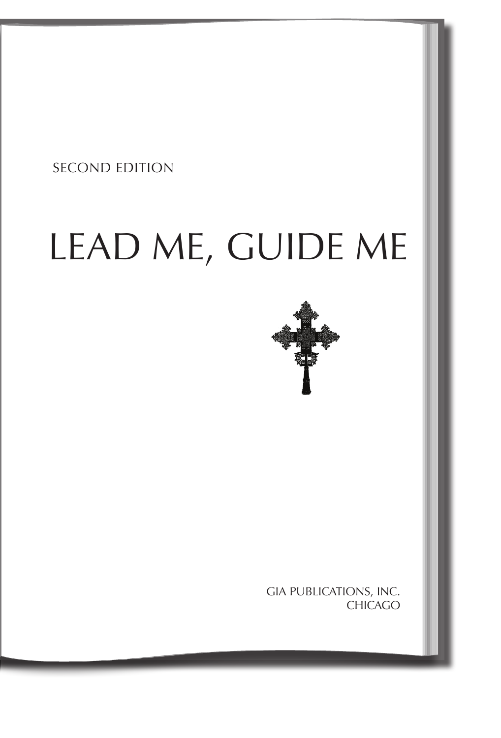SECOND EDITION

# LEAD ME, GUIDE ME

GIA PUBLICATIONS, INC.
CHICAGO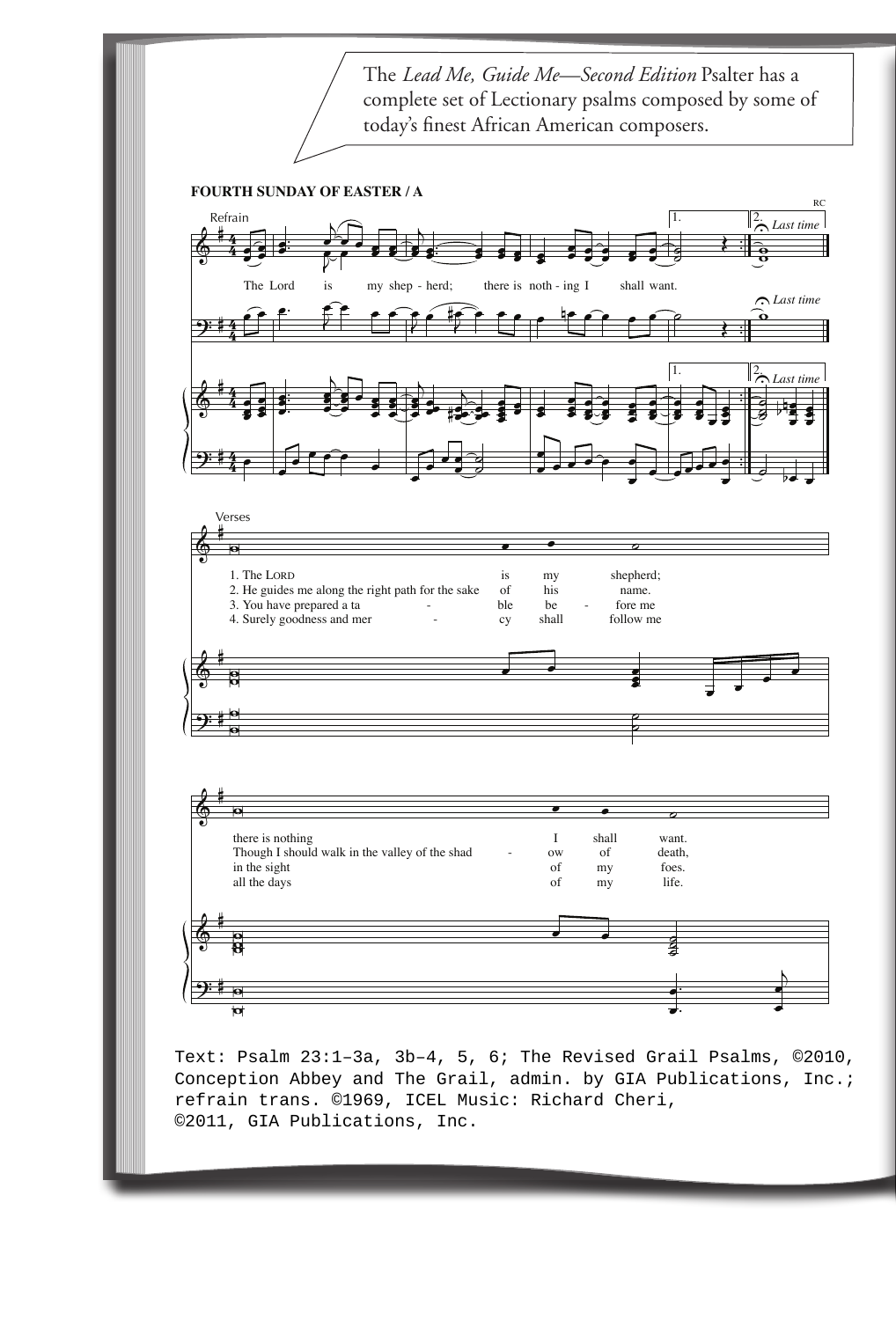The *Lead Me, Guide Me—Second Edition* Psalter has a complete set of Lectionary psalms composed by some of today's finest African American composers.

**FOURTH SUNDAY OF EASTER / A**

RC

Refrain

The Lord is my shep - herd; there is noth - ing I shall want.

Verses

1. The LORD is my shepherd; there is nothing I shall want.
2. He guides me along the right path for the sake of his name. Though I should walk in the valley of the shad - ow of death,
3. You have prepared a ta - ble be - fore me in the sight of my foes.
4. Surely goodness and mer - cy shall follow me all the days of my life.

Text: Psalm 23:1–3a, 3b–4, 5, 6; The Revised Grail Psalms, ©2010, Conception Abbey and The Grail, admin. by GIA Publications, Inc.; refrain trans. ©1969, ICEL Music: Richard Cheri, ©2011, GIA Publications, Inc.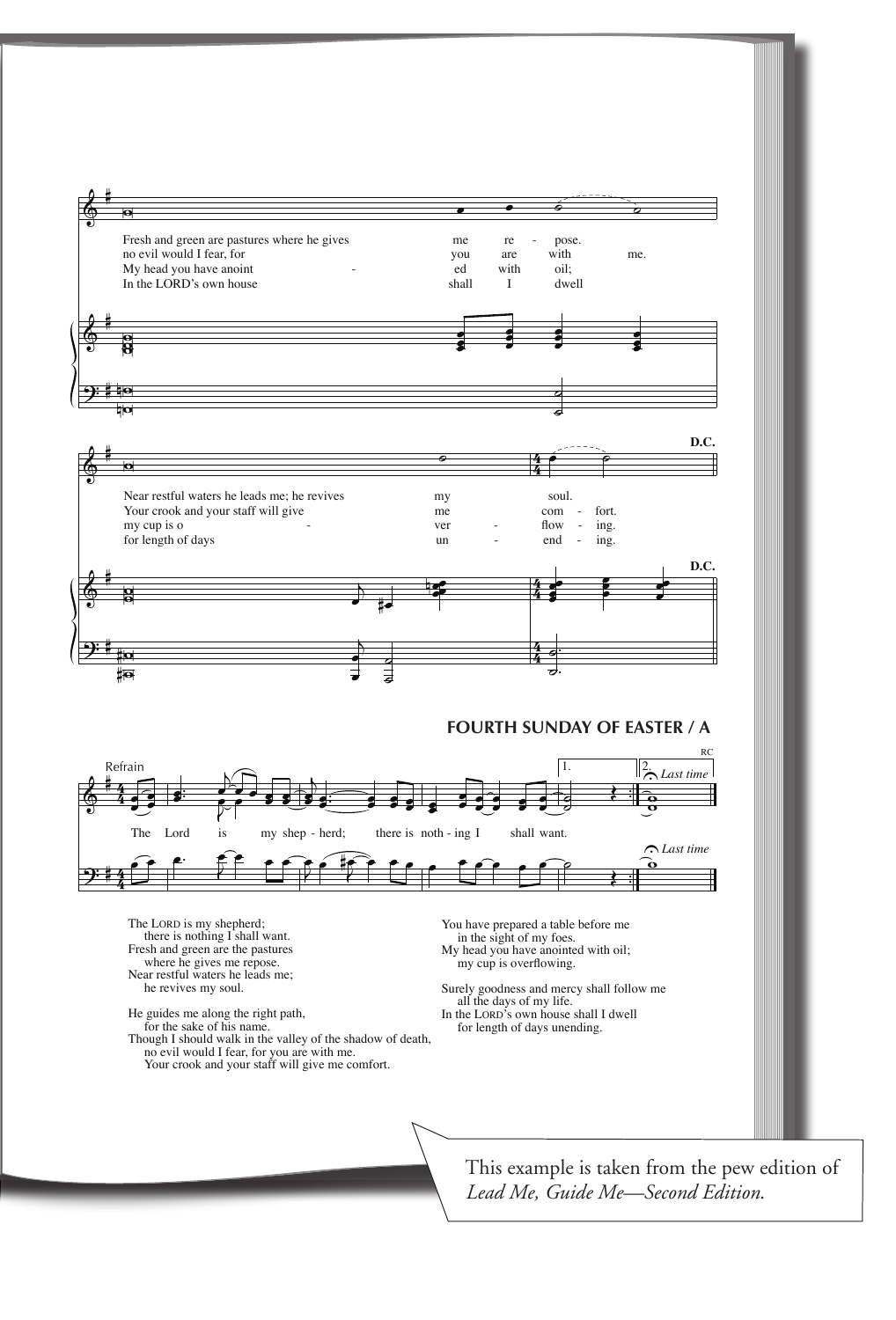Fresh and green are pastures where he gives me re - pose.
no evil would I fear, for you are with me.
My head you have anoint - ed with oil;
In the LORD's own house shall I dwell

Near restful waters he leads me; he revives my soul.
Your crook and your staff will give me com - fort.
my cup is o - ver - flow - ing.
for length of days un - end - ing.

**D.C.**

## FOURTH SUNDAY OF EASTER / A

Refrain

The Lord is my shep - herd; there is noth - ing I shall want.

1. 2. *Last time*

RC

The LORD is my shepherd;
there is nothing I shall want.
Fresh and green are the pastures
where he gives me repose.
Near restful waters he leads me;
he revives my soul.

He guides me along the right path,
for the sake of his name.
Though I should walk in the valley of the shadow of death,
no evil would I fear, for you are with me.
Your crook and your staff will give me comfort.

You have prepared a table before me
in the sight of my foes.
My head you have anointed with oil;
my cup is overflowing.

Surely goodness and mercy shall follow me
all the days of my life.
In the LORD's own house shall I dwell
for length of days unending.

This example is taken from the pew edition of *Lead Me, Guide Me—Second Edition.*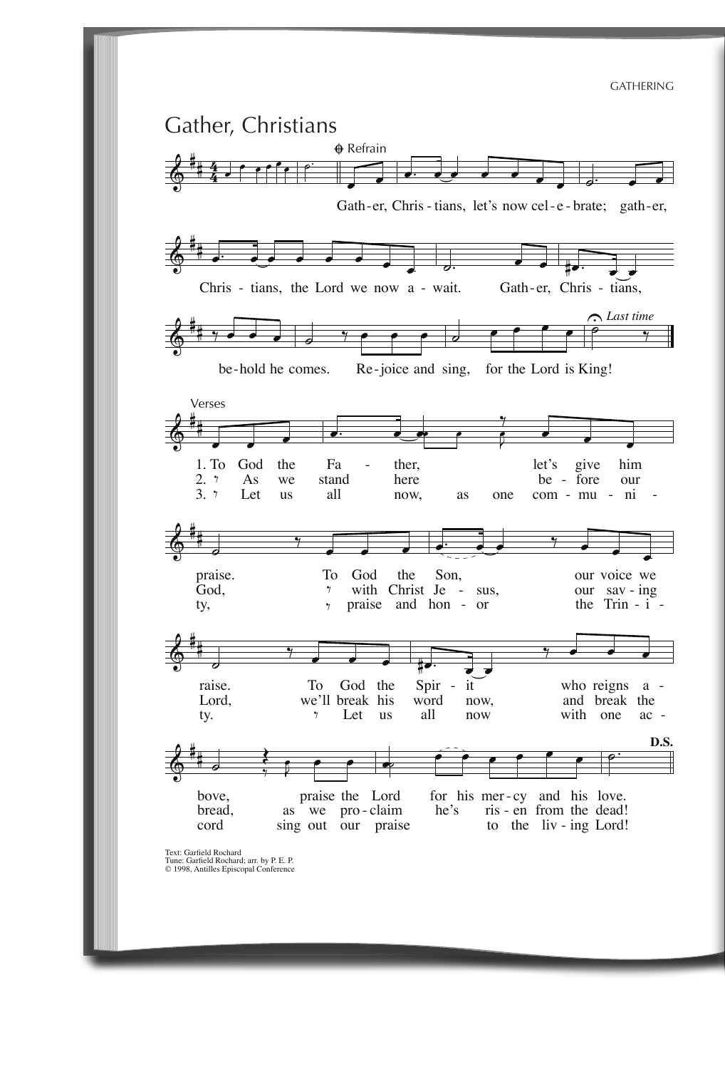# Gather, Christians

Refrain

Gath-er, Chris-tians, let's now cel-e-brate; gath-er,
Chris-tians, the Lord we now a-wait. Gath-er, Chris-tians,
be-hold he comes. Re-joice and sing, for the Lord is King! *Last time*

Verses

1. To God the Fa-ther, let's give him praise. To God the Son, our voice we raise. To God the Spir-it who reigns a-bove, praise the Lord for his mer-cy and his love.
2. As we stand here be-fore our God, with Christ Je-sus, our sav-ing Lord, we'll break his word now, and break the bread, as we pro-claim he's ris-en from the dead!
3. Let us all now, as one com-mu-ni-ty, praise and hon-or the Trin-i-ty. Let us all now with one ac-cord sing out our praise to the liv-ing Lord!

D.S.

Text: Garfield Rochard
Tune: Garfield Rochard; arr. by P. E. P.
© 1998, Antilles Episcopal Conference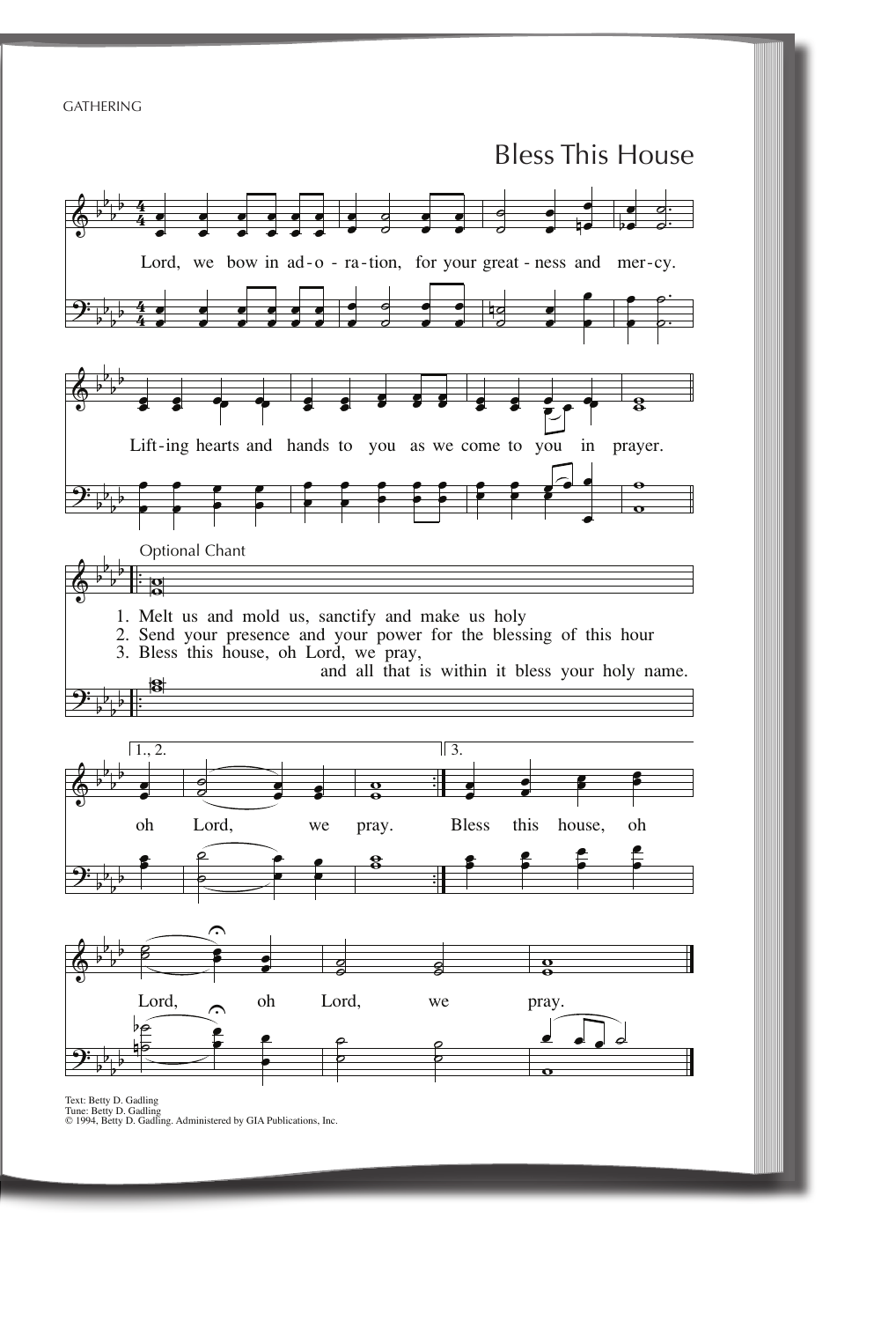GATHERING

# Bless This House

Lord, we bow in ad-o-ra-tion, for your great-ness and mer-cy.

Lift-ing hearts and hands to you as we come to you in prayer.

Optional Chant

1. Melt us and mold us, sanctify and make us holy
2. Send your presence and your power for the blessing of this hour
3. Bless this house, oh Lord, we pray, and all that is within it bless your holy name.

1., 2. oh Lord, we pray.

3. Bless this house, oh Lord, oh Lord, we pray.

Text: Betty D. Gadling
Tune: Betty D. Gadling
© 1994, Betty D. Gadling. Administered by GIA Publications, Inc.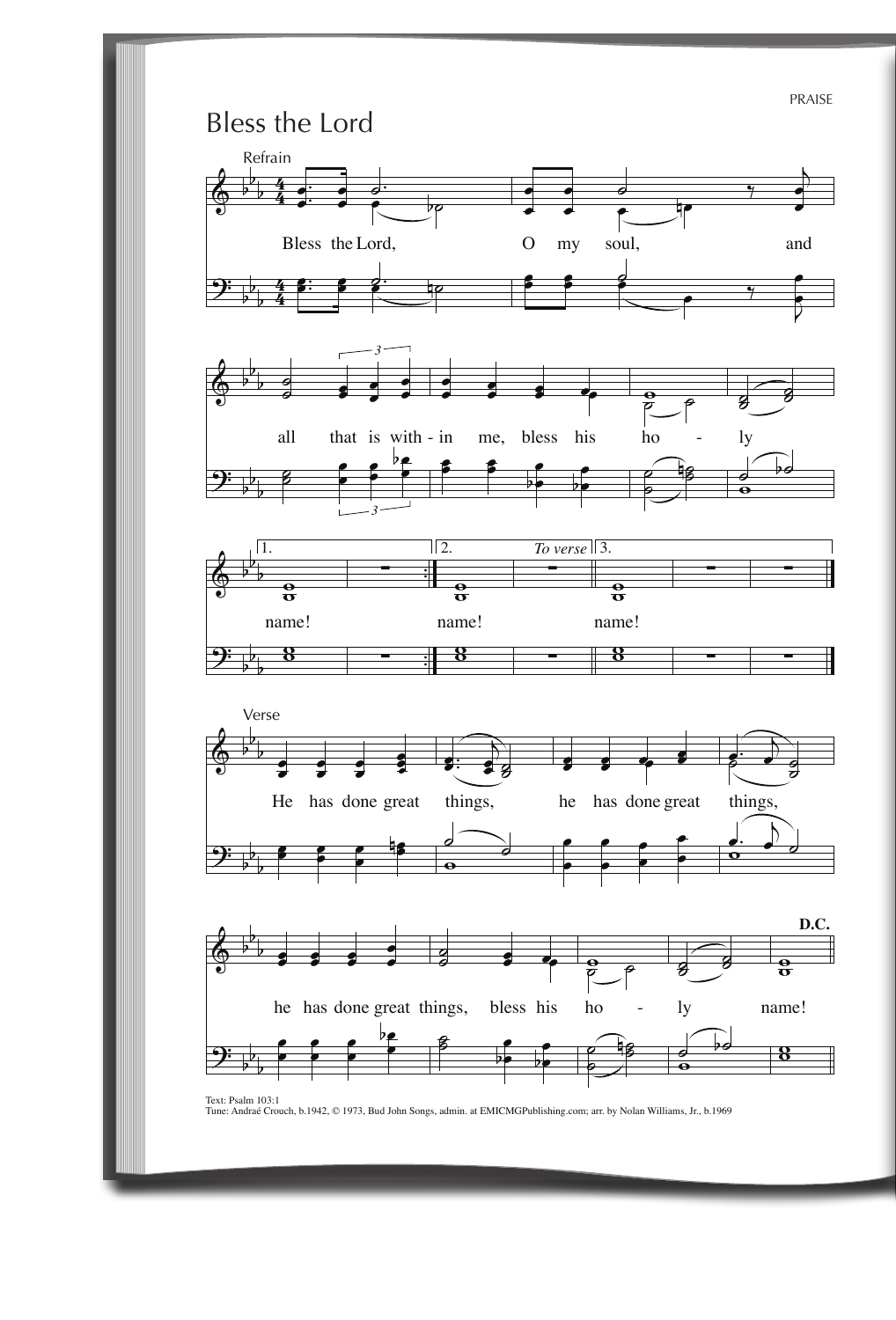PRAISE

# Bless the Lord

Refrain

Bless the Lord, O my soul, and all that is with - in me, bless his ho - ly

1. name! 2. name! *To verse* 3. name!

Verse

He has done great things, he has done great things, he has done great things, bless his ho - ly name! **D.C.**

Text: Psalm 103:1
Tune: Andraé Crouch, b.1942, © 1973, Bud John Songs, admin. at EMICMGPublishing.com; arr. by Nolan Williams, Jr., b.1969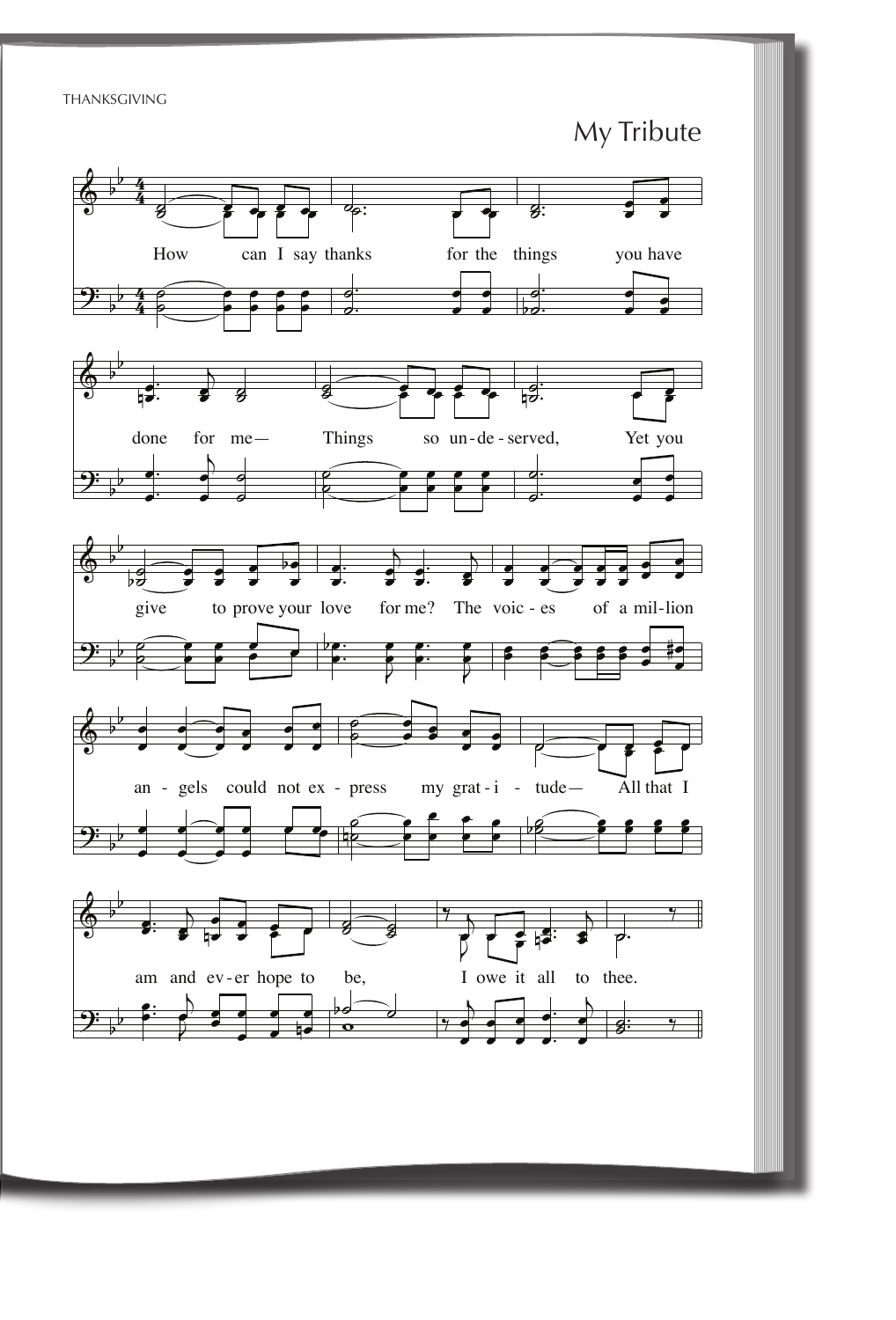THANKSGIVING

# My Tribute

How can I say thanks for the things you have done for me— Things so un-de-served, Yet you give to prove your love for me? The voic-es of a mil-lion an-gels could not ex-press my grat-i-tude— All that I am and ev-er hope to be, I owe it all to thee.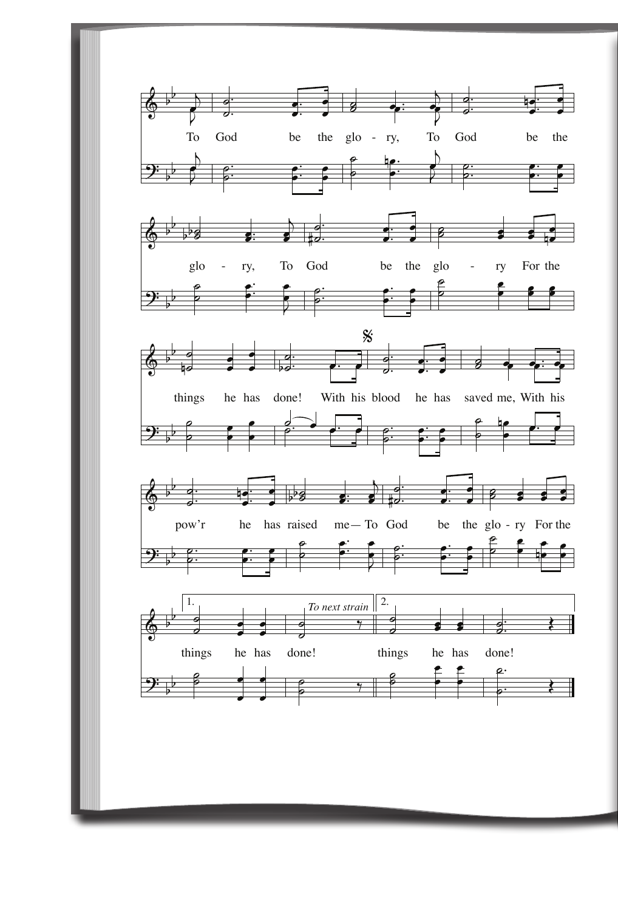To God be the glo - ry, To God be the

glo - ry, To God be the glo - ry For the

things he has done! With his blood he has saved me, With his

pow'r he has raised me— To God be the glo - ry For the

1. things he has done! *To next strain*

2. things he has done!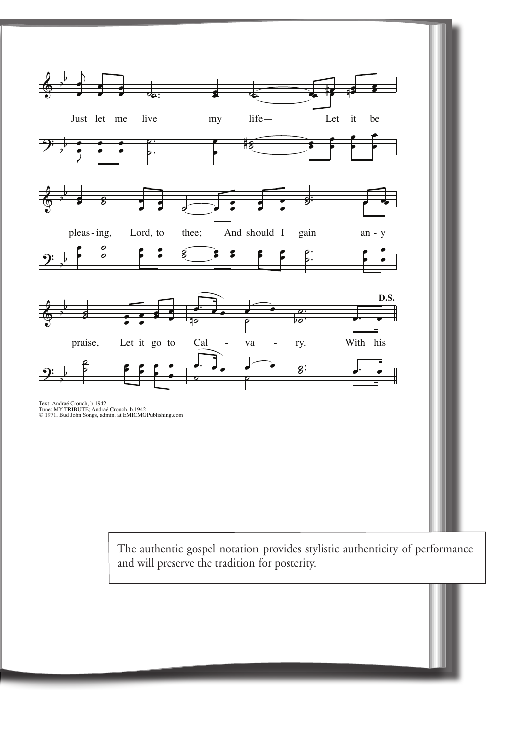Just let me live my life— Let it be pleas-ing, Lord, to thee; And should I gain an-y praise, Let it go to Cal-va-ry. With his

D.S.

Text: Andraé Crouch, b.1942
Tune: MY TRIBUTE; Andraé Crouch, b.1942
© 1971, Bud John Songs, admin. at EMICMGPublishing.com

The authentic gospel notation provides stylistic authenticity of performance and will preserve the tradition for posterity.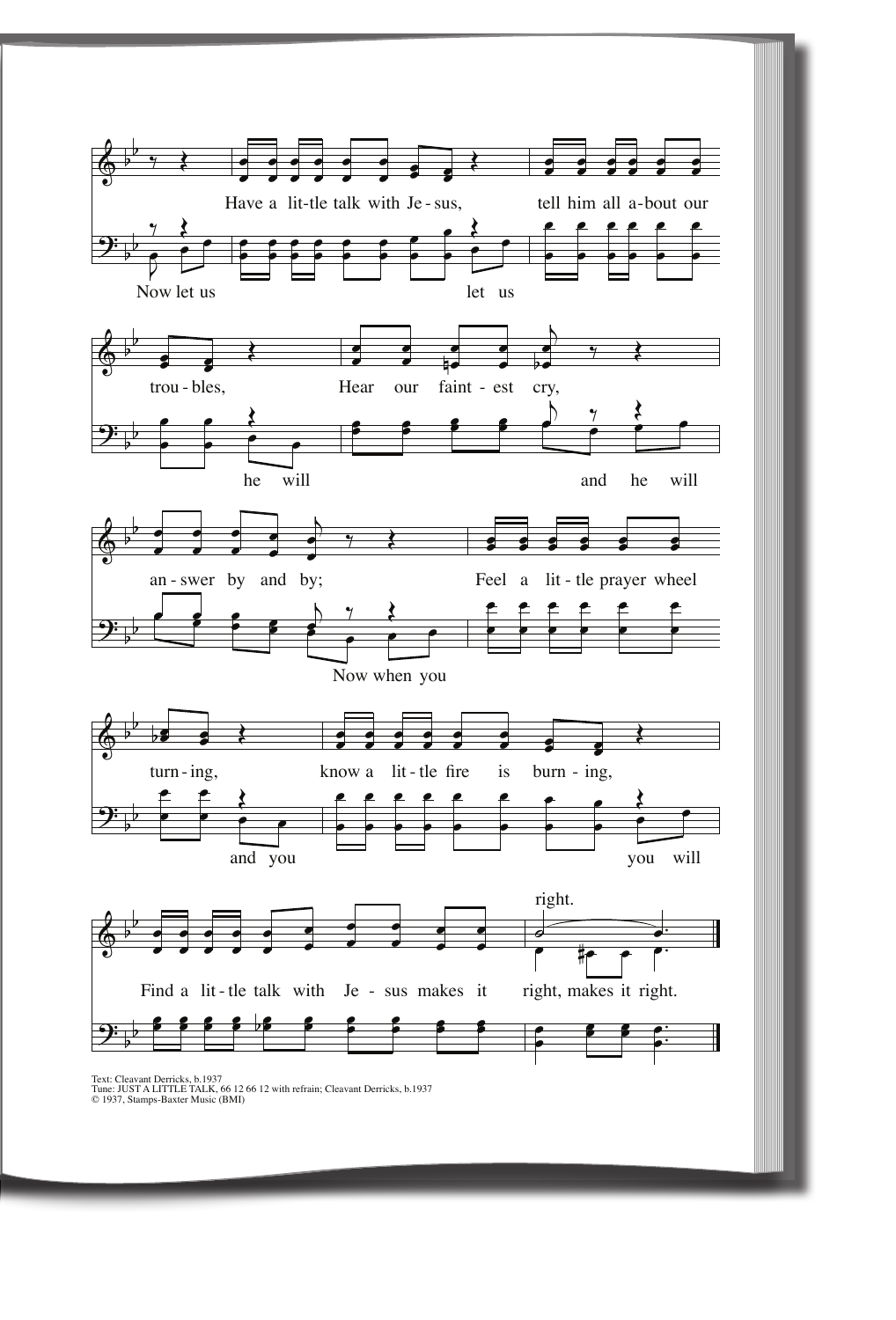Have a lit-tle talk with Je-sus, tell him all a-bout our trou-bles, Hear our faint-est cry, an-swer by and by; Feel a lit-tle prayer wheel turn-ing, know a lit-tle fire is burn-ing, Find a lit-tle talk with Je-sus makes it right, makes it right.

Now let us let us he will and he will Now when you and you you will

right.

Text: Cleavant Derricks, b.1937
Tune: JUST A LITTLE TALK, 66 12 66 12 with refrain; Cleavant Derricks, b.1937
© 1937, Stamps-Baxter Music (BMI)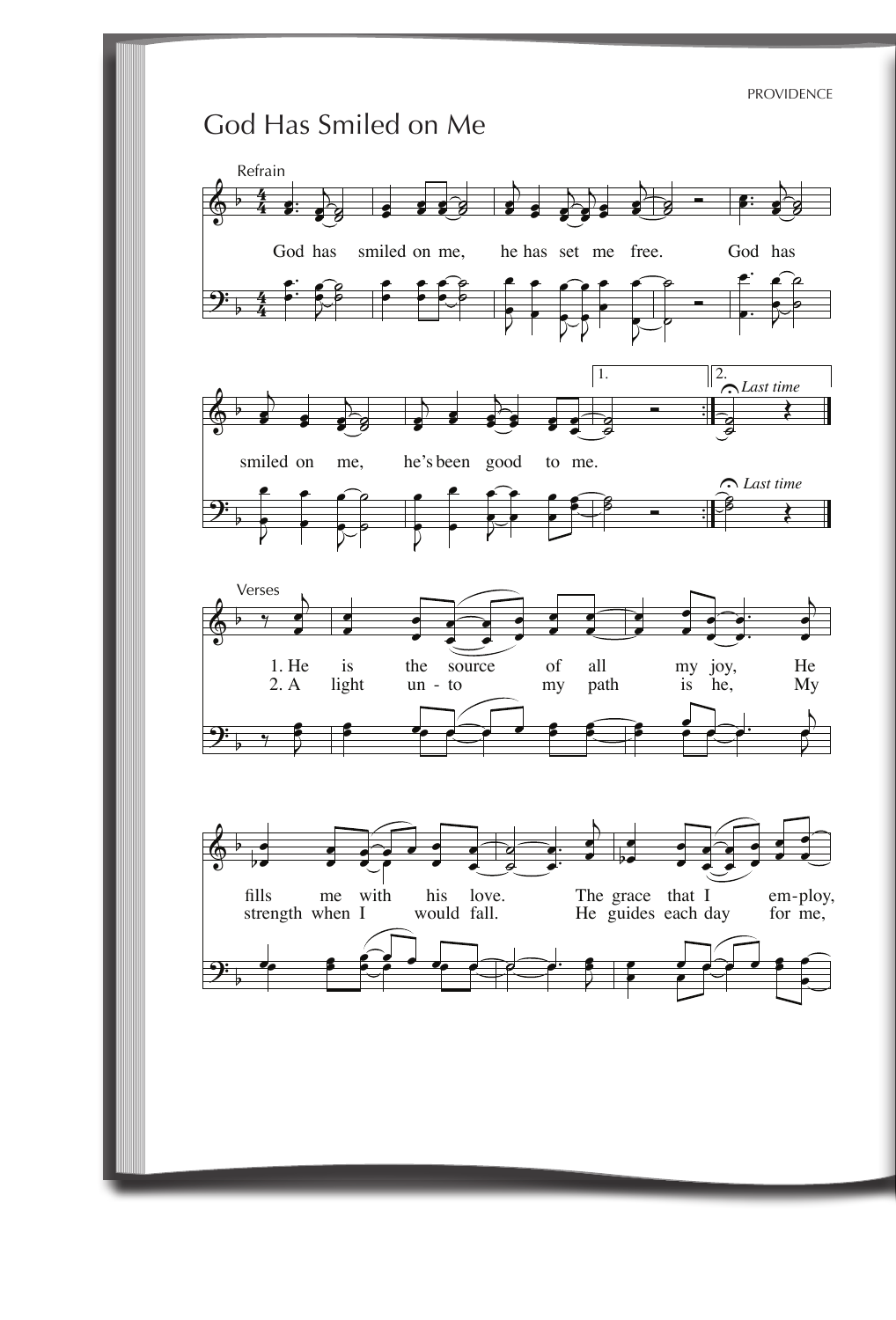# God Has Smiled on Me

Refrain

God has smiled on me, he has set me free. God has smiled on me, he's been good to me.

1. | 2. *Last time*

Verses

1. He is the source of all my joy, He fills me with his love. The grace that I em-ploy,
2. A light un-to my path is he, My strength when I would fall. He guides each day for me,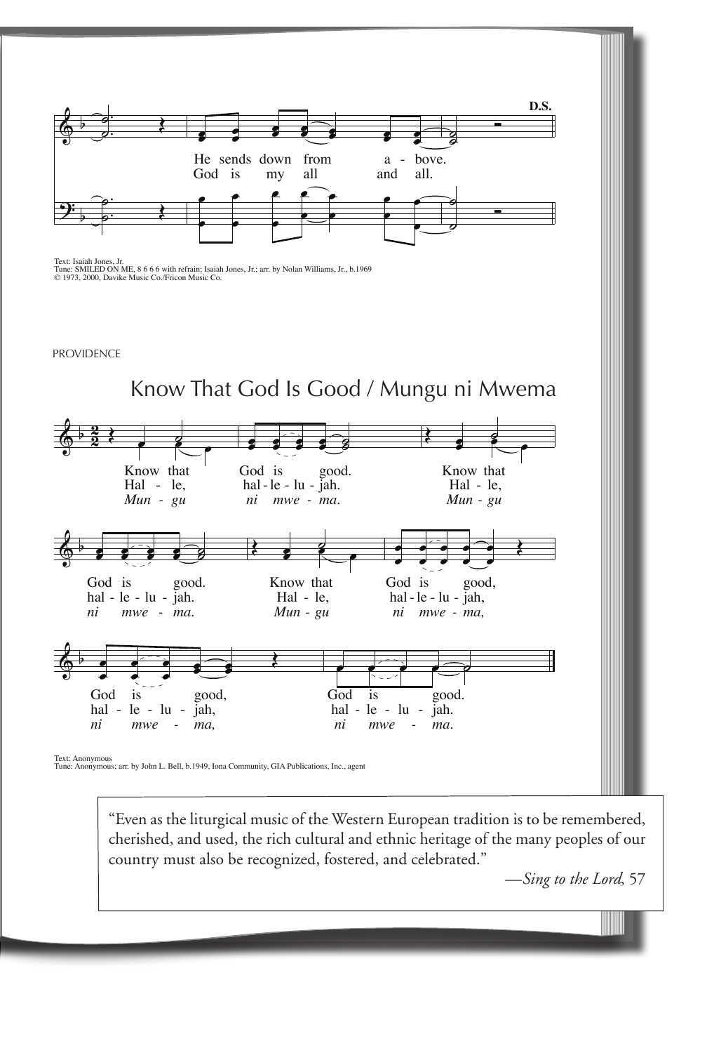He sends down from a - bove.
God is my all and all.

**D.S.**

Text: Isaiah Jones, Jr.
Tune: SMILED ON ME, 8 6 6 6 with refrain; Isaiah Jones, Jr.; arr. by Nolan Williams, Jr., b.1969
© 1973, 2000, Davike Music Co./Fricon Music Co.

PROVIDENCE

# Know That God Is Good / Mungu ni Mwema

Know that God is good. Know that God is good. Know that God is good, God is good, God is good.
Hal - le, hal - le - lu - jah. Hal - le, hal - le - lu - jah. Hal - le, hal - le - lu - jah, hal - le - lu - jah, hal - le - lu - jah.
*Mun - gu ni mwe - ma. Mun - gu ni mwe - ma. Mun - gu ni mwe - ma, ni mwe - ma, ni mwe - ma.*

Text: Anonymous
Tune: Anonymous; arr. by John L. Bell, b.1949, Iona Community, GIA Publications, Inc., agent

> "Even as the liturgical music of the Western European tradition is to be remembered, cherished, and used, the rich cultural and ethnic heritage of the many peoples of our country must also be recognized, fostered, and celebrated."
>
> —*Sing to the Lord*, 57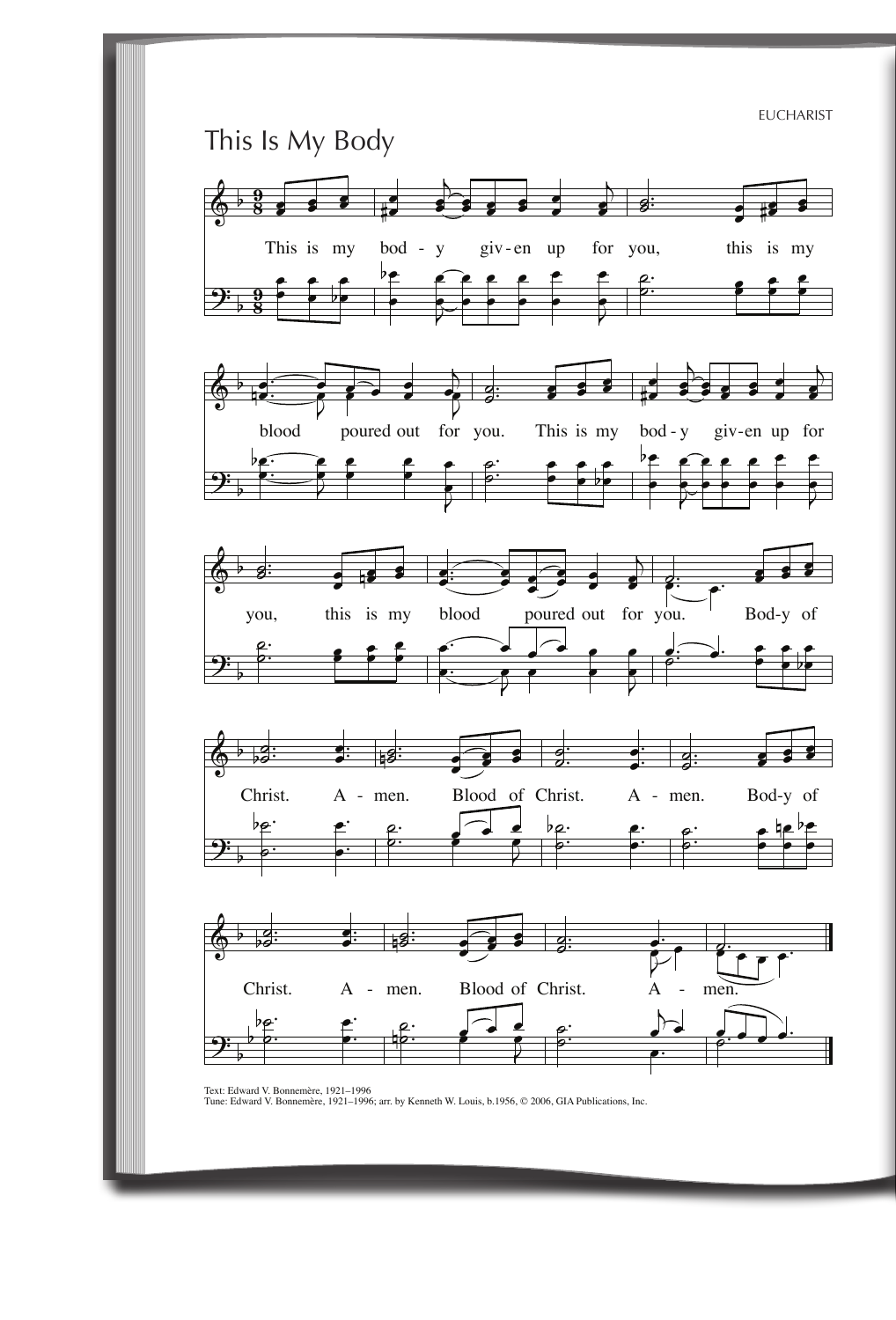EUCHARIST

# This Is My Body

This is my bod - y giv - en up for you, this is my blood poured out for you. This is my bod - y giv - en up for you, this is my blood poured out for you. Bod - y of Christ. A - men. Blood of Christ. A - men. Bod - y of Christ. A - men. Blood of Christ. A - men.

Text: Edward V. Bonnemère, 1921–1996
Tune: Edward V. Bonnemère, 1921–1996; arr. by Kenneth W. Louis, b.1956, © 2006, GIA Publications, Inc.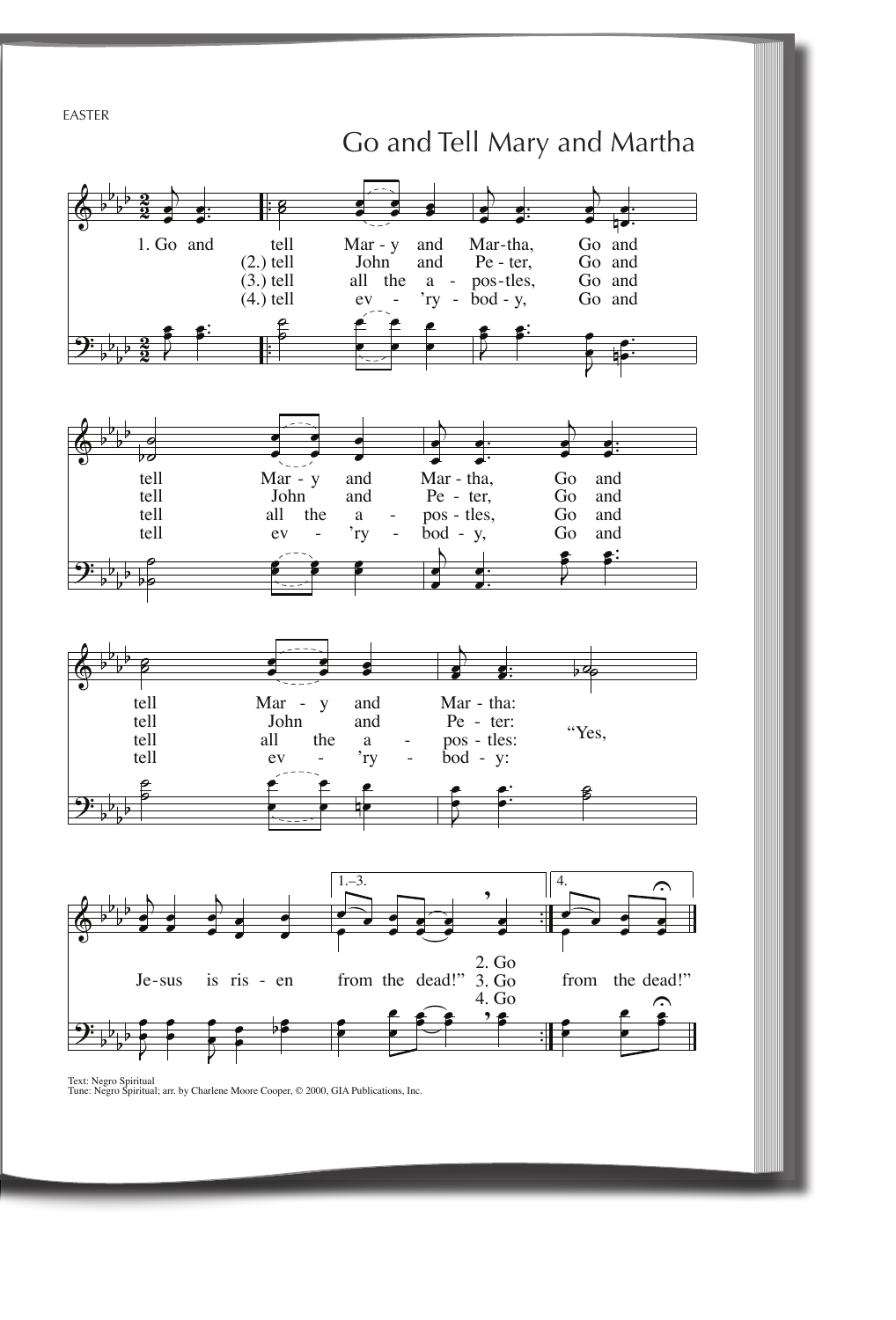EASTER

# Go and Tell Mary and Martha

1. Go and tell Mar - y and Mar-tha, Go and
(2.) tell John and Pe - ter, Go and
(3.) tell all the a - pos-tles, Go and
(4.) tell ev - 'ry - bod - y, Go and

tell Mar - y and Mar - tha, Go and
tell John and Pe - ter, Go and
tell all the a - pos - tles, Go and
tell ev - 'ry - bod - y, Go and

tell Mar - y and Mar - tha:
tell John and Pe - ter:
tell all the a - pos - tles:
tell ev - 'ry - bod - y:
"Yes,

Je-sus is ris - en from the dead!" 2. Go 3. Go 4. Go
from the dead!"

Text: Negro Spiritual
Tune: Negro Spiritual; arr. by Charlene Moore Cooper, © 2000, GIA Publications, Inc.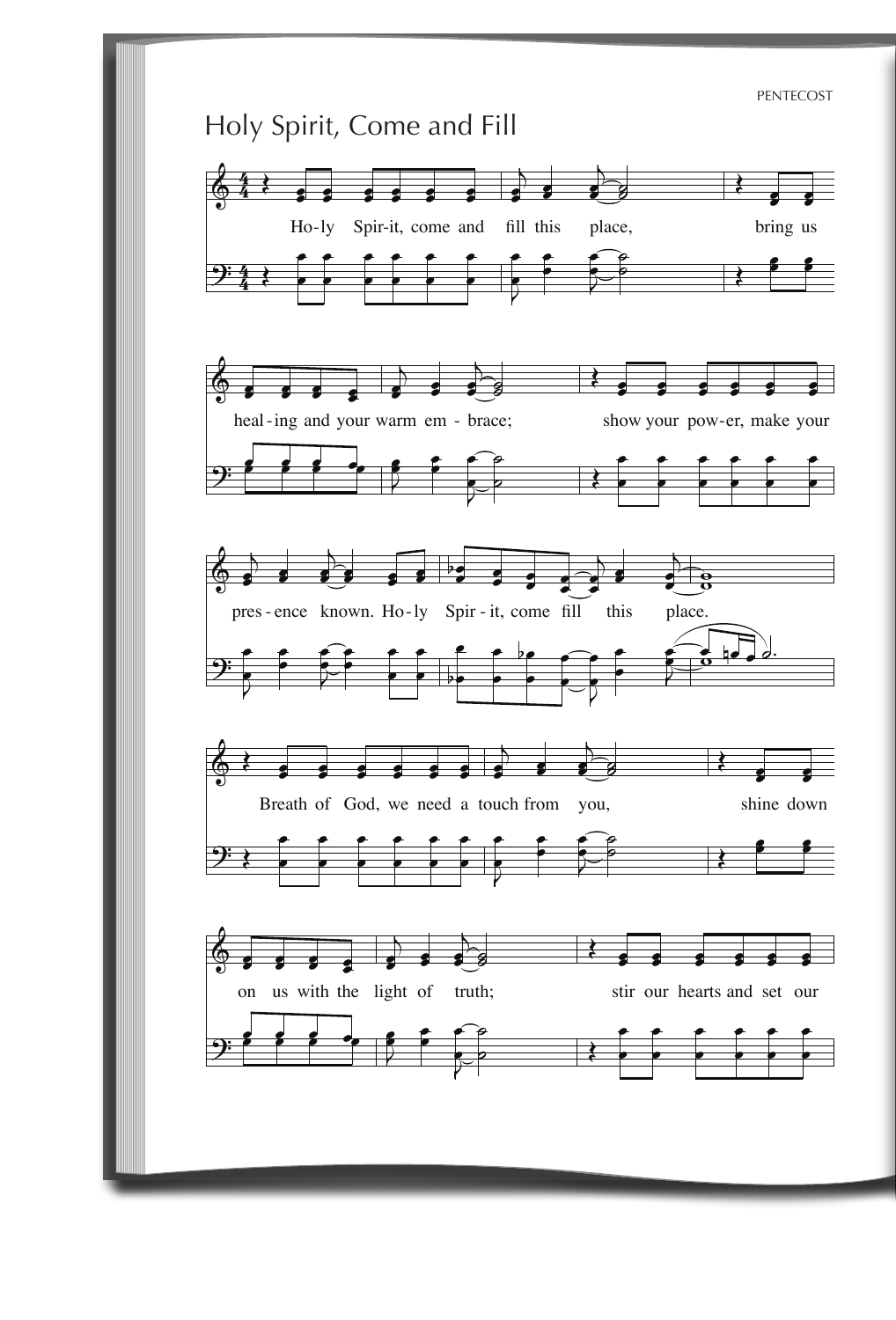# Holy Spirit, Come and Fill

Ho-ly Spir-it, come and fill this place, bring us heal-ing and your warm em-brace; show your pow-er, make your pres-ence known. Ho-ly Spir-it, come fill this place.

Breath of God, we need a touch from you, shine down on us with the light of truth; stir our hearts and set our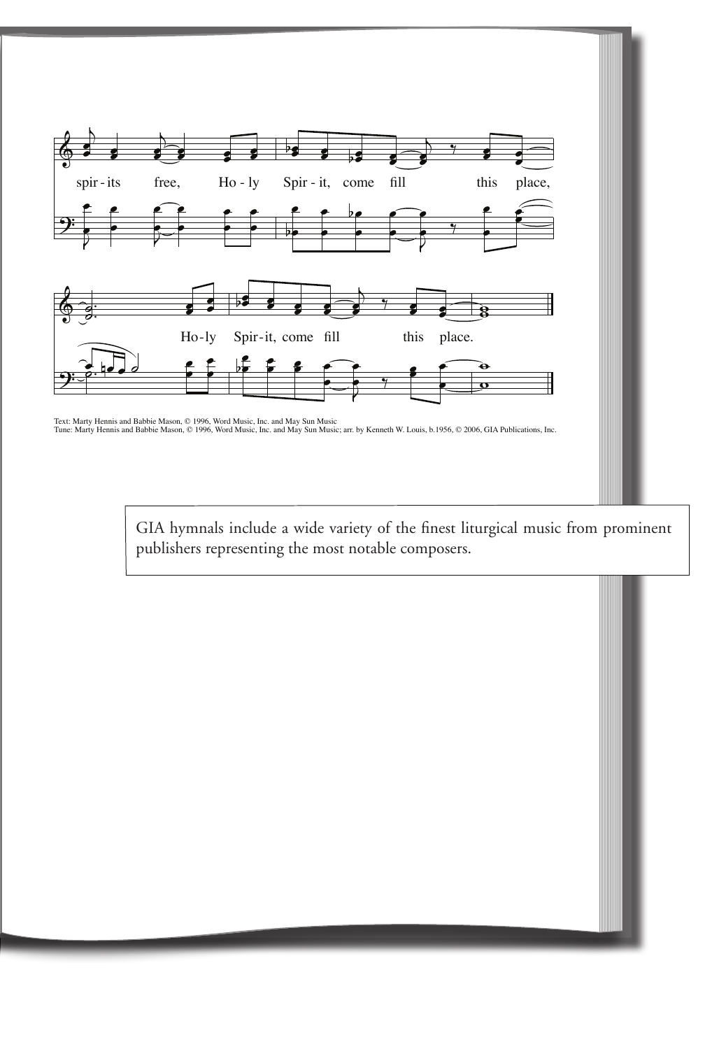spir - its free, Ho - ly Spir - it, come fill this place,

Ho-ly Spir-it, come fill this place.

Text: Marty Hennis and Babbie Mason, © 1996, Word Music, Inc. and May Sun Music
Tune: Marty Hennis and Babbie Mason, © 1996, Word Music, Inc. and May Sun Music; arr. by Kenneth W. Louis, b.1956, © 2006, GIA Publications, Inc.

GIA hymnals include a wide variety of the finest liturgical music from prominent publishers representing the most notable composers.